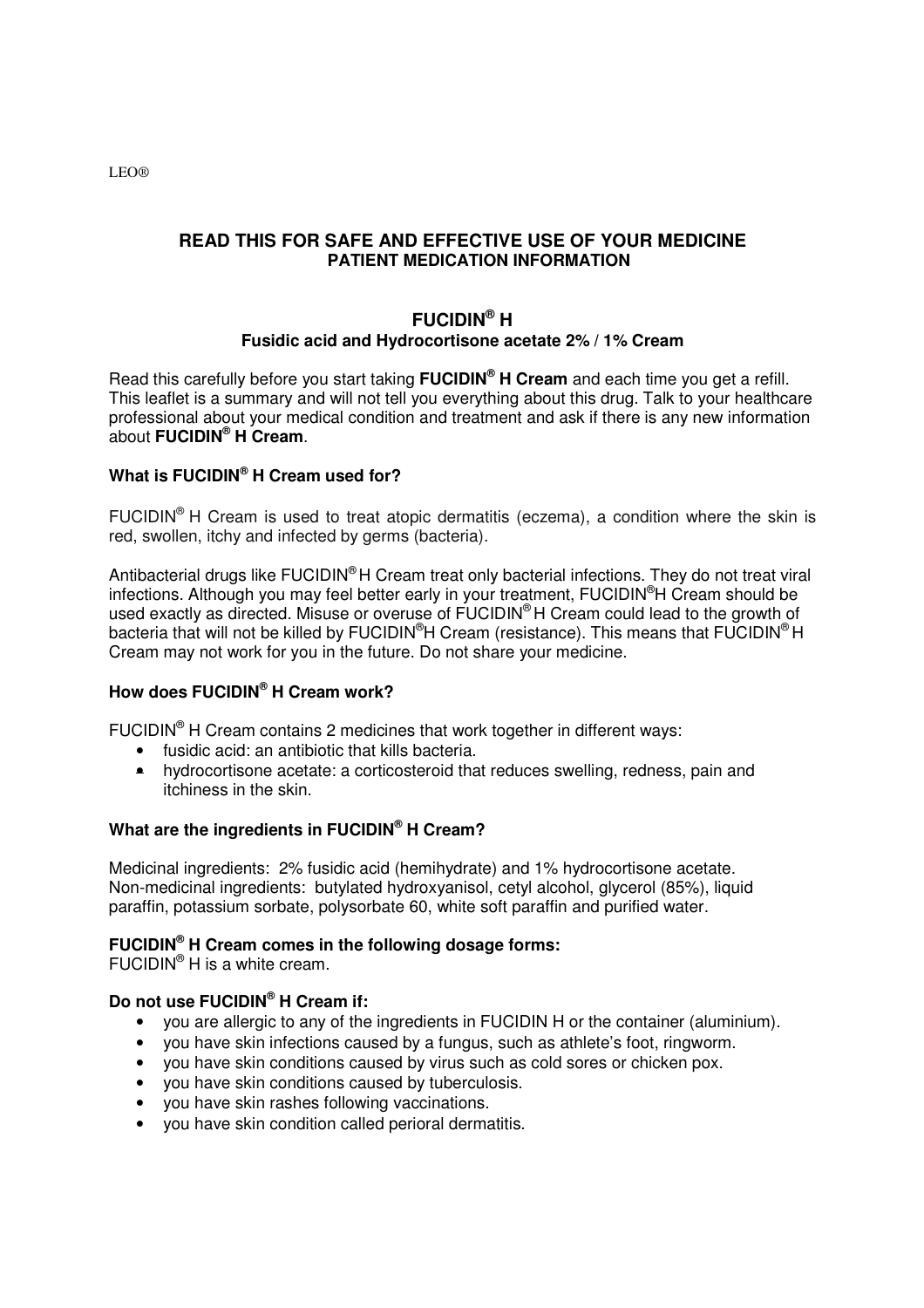LEO®

## READ THIS FOR SAFE AND EFFECTIVE USE OF YOUR MEDICINE
## PATIENT MEDICATION INFORMATION

# FUCIDIN® H
### Fusidic acid and Hydrocortisone acetate 2% / 1% Cream

Read this carefully before you start taking **FUCIDIN® H Cream** and each time you get a refill. This leaflet is a summary and will not tell you everything about this drug. Talk to your healthcare professional about your medical condition and treatment and ask if there is any new information about **FUCIDIN® H Cream**.

### What is FUCIDIN® H Cream used for?

FUCIDIN® H Cream is used to treat atopic dermatitis (eczema), a condition where the skin is red, swollen, itchy and infected by germs (bacteria).

Antibacterial drugs like FUCIDIN® H Cream treat only bacterial infections. They do not treat viral infections. Although you may feel better early in your treatment, FUCIDIN®H Cream should be used exactly as directed. Misuse or overuse of FUCIDIN® H Cream could lead to the growth of bacteria that will not be killed by FUCIDIN®H Cream (resistance). This means that FUCIDIN® H Cream may not work for you in the future. Do not share your medicine.

### How does FUCIDIN® H Cream work?

FUCIDIN® H Cream contains 2 medicines that work together in different ways:

- fusidic acid: an antibiotic that kills bacteria.
- hydrocortisone acetate: a corticosteroid that reduces swelling, redness, pain and itchiness in the skin.

### What are the ingredients in FUCIDIN® H Cream?

Medicinal ingredients: 2% fusidic acid (hemihydrate) and 1% hydrocortisone acetate.
Non-medicinal ingredients: butylated hydroxyanisol, cetyl alcohol, glycerol (85%), liquid paraffin, potassium sorbate, polysorbate 60, white soft paraffin and purified water.

### FUCIDIN® H Cream comes in the following dosage forms:

FUCIDIN® H is a white cream.

### Do not use FUCIDIN® H Cream if:

- you are allergic to any of the ingredients in FUCIDIN H or the container (aluminium).
- you have skin infections caused by a fungus, such as athlete's foot, ringworm.
- you have skin conditions caused by virus such as cold sores or chicken pox.
- you have skin conditions caused by tuberculosis.
- you have skin rashes following vaccinations.
- you have skin condition called perioral dermatitis.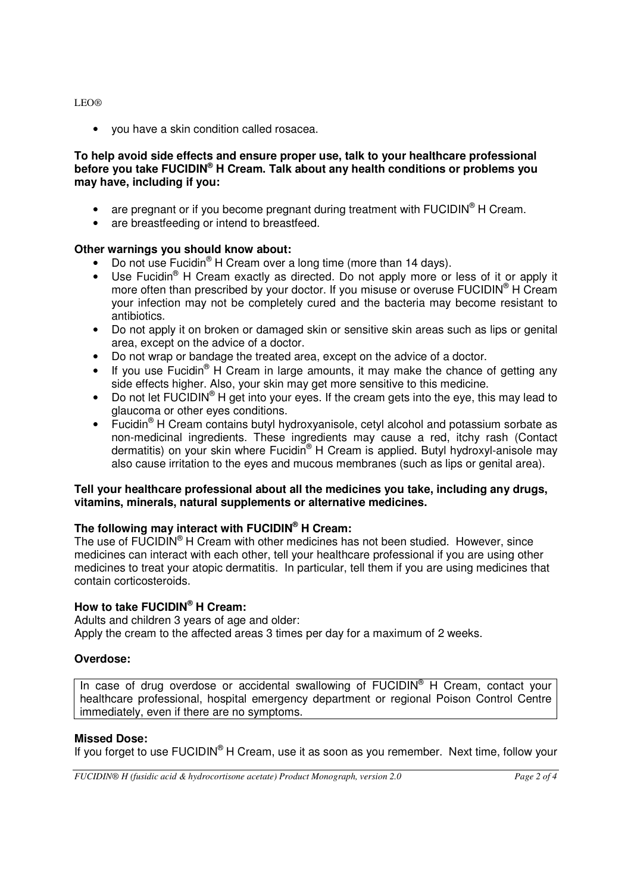- you have a skin condition called rosacea.

**To help avoid side effects and ensure proper use, talk to your healthcare professional before you take FUCIDIN® H Cream. Talk about any health conditions or problems you may have, including if you:**

- are pregnant or if you become pregnant during treatment with FUCIDIN® H Cream.
- are breastfeeding or intend to breastfeed.

**Other warnings you should know about:**

- Do not use Fucidin® H Cream over a long time (more than 14 days).
- Use Fucidin® H Cream exactly as directed. Do not apply more or less of it or apply it more often than prescribed by your doctor. If you misuse or overuse FUCIDIN® H Cream your infection may not be completely cured and the bacteria may become resistant to antibiotics.
- Do not apply it on broken or damaged skin or sensitive skin areas such as lips or genital area, except on the advice of a doctor.
- Do not wrap or bandage the treated area, except on the advice of a doctor.
- If you use Fucidin® H Cream in large amounts, it may make the chance of getting any side effects higher. Also, your skin may get more sensitive to this medicine.
- Do not let FUCIDIN® H get into your eyes. If the cream gets into the eye, this may lead to glaucoma or other eyes conditions.
- Fucidin® H Cream contains butyl hydroxyanisole, cetyl alcohol and potassium sorbate as non-medicinal ingredients. These ingredients may cause a red, itchy rash (Contact dermatitis) on your skin where Fucidin® H Cream is applied. Butyl hydroxyl-anisole may also cause irritation to the eyes and mucous membranes (such as lips or genital area).

**Tell your healthcare professional about all the medicines you take, including any drugs, vitamins, minerals, natural supplements or alternative medicines.**

**The following may interact with FUCIDIN® H Cream:**

The use of FUCIDIN® H Cream with other medicines has not been studied. However, since medicines can interact with each other, tell your healthcare professional if you are using other medicines to treat your atopic dermatitis. In particular, tell them if you are using medicines that contain corticosteroids.

**How to take FUCIDIN® H Cream:**

Adults and children 3 years of age and older:
Apply the cream to the affected areas 3 times per day for a maximum of 2 weeks.

**Overdose:**

In case of drug overdose or accidental swallowing of FUCIDIN® H Cream, contact your healthcare professional, hospital emergency department or regional Poison Control Centre immediately, even if there are no symptoms.

**Missed Dose:**

If you forget to use FUCIDIN® H Cream, use it as soon as you remember. Next time, follow your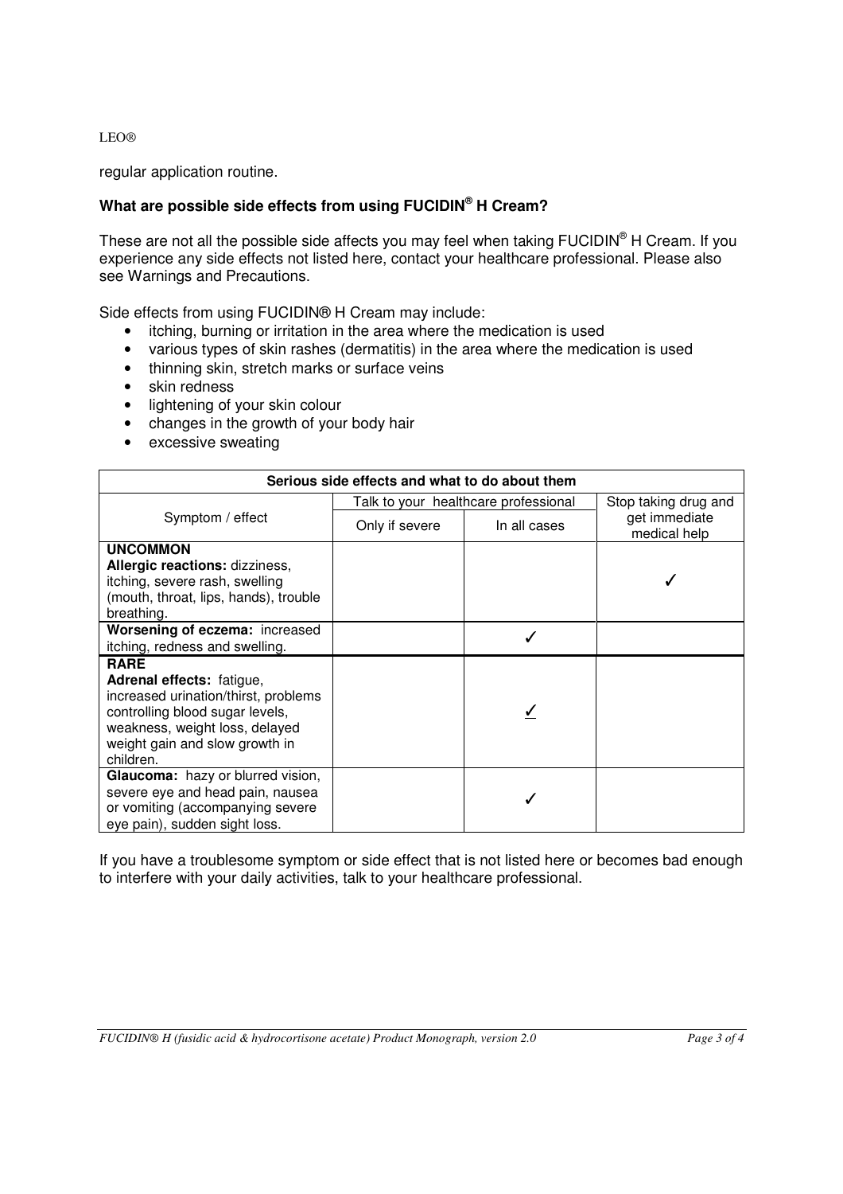regular application routine.

### What are possible side effects from using FUCIDIN® H Cream?

These are not all the possible side affects you may feel when taking FUCIDIN® H Cream. If you experience any side effects not listed here, contact your healthcare professional. Please also see Warnings and Precautions.

Side effects from using FUCIDIN® H Cream may include:

- itching, burning or irritation in the area where the medication is used
- various types of skin rashes (dermatitis) in the area where the medication is used
- thinning skin, stretch marks or surface veins
- skin redness
- lightening of your skin colour
- changes in the growth of your body hair
- excessive sweating

| Serious side effects and what to do about them | | | |
|---|---|---|---|
| Symptom / effect | Talk to your healthcare professional | | Stop taking drug and get immediate medical help |
| | Only if severe | In all cases | |
| **UNCOMMON** **Allergic reactions:** dizziness, itching, severe rash, swelling (mouth, throat, lips, hands), trouble breathing. | | | ✓ |
| **Worsening of eczema:** increased itching, redness and swelling. | | ✓ | |
| **RARE** **Adrenal effects:** fatigue, increased urination/thirst, problems controlling blood sugar levels, weakness, weight loss, delayed weight gain and slow growth in children. | | ✓ | |
| **Glaucoma:** hazy or blurred vision, severe eye and head pain, nausea or vomiting (accompanying severe eye pain), sudden sight loss. | | ✓ | |

If you have a troublesome symptom or side effect that is not listed here or becomes bad enough to interfere with your daily activities, talk to your healthcare professional.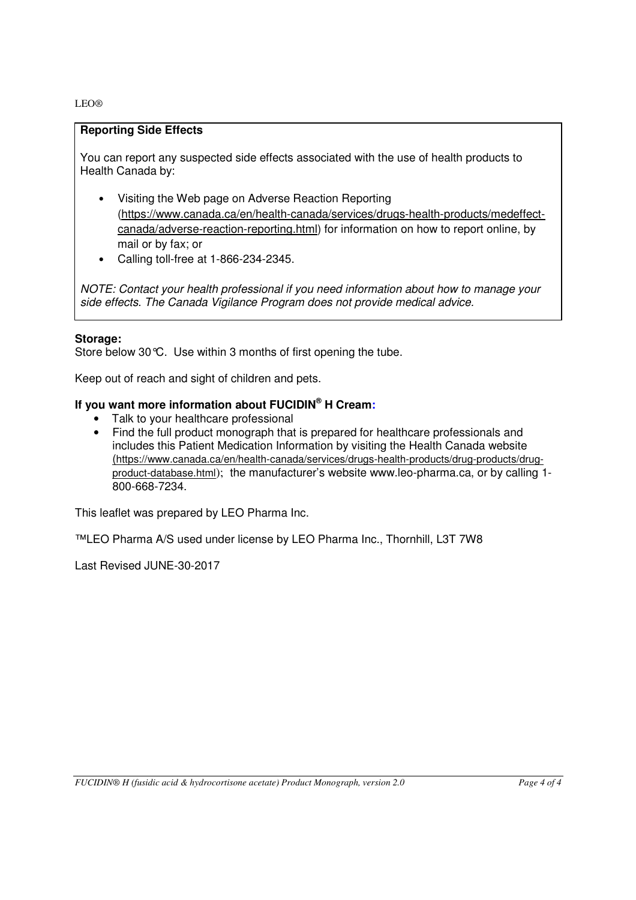LEO®

**Reporting Side Effects**

You can report any suspected side effects associated with the use of health products to Health Canada by:

- Visiting the Web page on Adverse Reaction Reporting (https://www.canada.ca/en/health-canada/services/drugs-health-products/medeffect-canada/adverse-reaction-reporting.html) for information on how to report online, by mail or by fax; or
- Calling toll-free at 1-866-234-2345.

*NOTE: Contact your health professional if you need information about how to manage your side effects. The Canada Vigilance Program does not provide medical advice.*

**Storage:**
Store below 30°C. Use within 3 months of first opening the tube.

Keep out of reach and sight of children and pets.

**If you want more information about FUCIDIN® H Cream:**

- Talk to your healthcare professional
- Find the full product monograph that is prepared for healthcare professionals and includes this Patient Medication Information by visiting the Health Canada website (https://www.canada.ca/en/health-canada/services/drugs-health-products/drug-products/drug-product-database.html); the manufacturer's website www.leo-pharma.ca, or by calling 1-800-668-7234.

This leaflet was prepared by LEO Pharma Inc.

™LEO Pharma A/S used under license by LEO Pharma Inc., Thornhill, L3T 7W8

Last Revised JUNE-30-2017